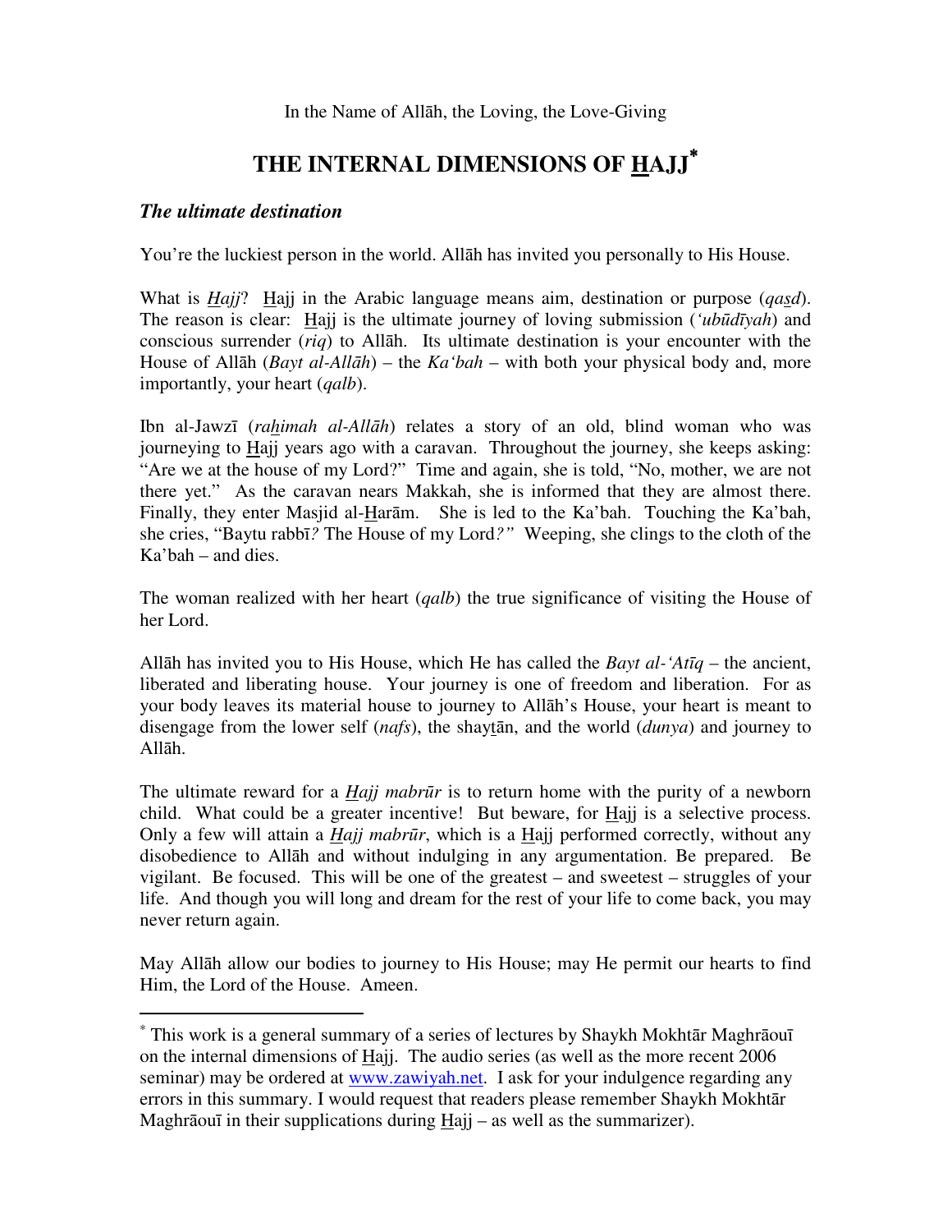In the Name of Allāh, the Loving, the Love-Giving

# THE INTERNAL DIMENSIONS OF HAJJ*

### *The ultimate destination*

You're the luckiest person in the world. Allāh has invited you personally to His House.

What is *Hajj*? Hajj in the Arabic language means aim, destination or purpose (*qasd*). The reason is clear: Hajj is the ultimate journey of loving submission (*'ubūdīyah*) and conscious surrender (*riq*) to Allāh. Its ultimate destination is your encounter with the House of Allāh (*Bayt al-Allāh*) – the *Ka'bah* – with both your physical body and, more importantly, your heart (*qalb*).

Ibn al-Jawzī (*rahimah al-Allāh*) relates a story of an old, blind woman who was journeying to Hajj years ago with a caravan. Throughout the journey, she keeps asking: "Are we at the house of my Lord?" Time and again, she is told, "No, mother, we are not there yet." As the caravan nears Makkah, she is informed that they are almost there. Finally, they enter Masjid al-Harām. She is led to the Ka'bah. Touching the Ka'bah, she cries, "Baytu rabbī*?* The House of my Lord*?"* Weeping, she clings to the cloth of the Ka'bah – and dies.

The woman realized with her heart (*qalb*) the true significance of visiting the House of her Lord.

Allāh has invited you to His House, which He has called the *Bayt al-'Atīq* – the ancient, liberated and liberating house. Your journey is one of freedom and liberation. For as your body leaves its material house to journey to Allāh's House, your heart is meant to disengage from the lower self (*nafs*), the shaytān, and the world (*dunya*) and journey to Allāh.

The ultimate reward for a *Hajj mabrūr* is to return home with the purity of a newborn child. What could be a greater incentive! But beware, for Hajj is a selective process. Only a few will attain a *Hajj mabrūr*, which is a Hajj performed correctly, without any disobedience to Allāh and without indulging in any argumentation. Be prepared. Be vigilant. Be focused. This will be one of the greatest – and sweetest – struggles of your life. And though you will long and dream for the rest of your life to come back, you may never return again.

May Allāh allow our bodies to journey to His House; may He permit our hearts to find Him, the Lord of the House. Ameen.

---

* This work is a general summary of a series of lectures by Shaykh Mokhtār Maghrāouī on the internal dimensions of Hajj. The audio series (as well as the more recent 2006 seminar) may be ordered at www.zawiyah.net. I ask for your indulgence regarding any errors in this summary. I would request that readers please remember Shaykh Mokhtār Maghrāouī in their supplications during Hajj – as well as the summarizer).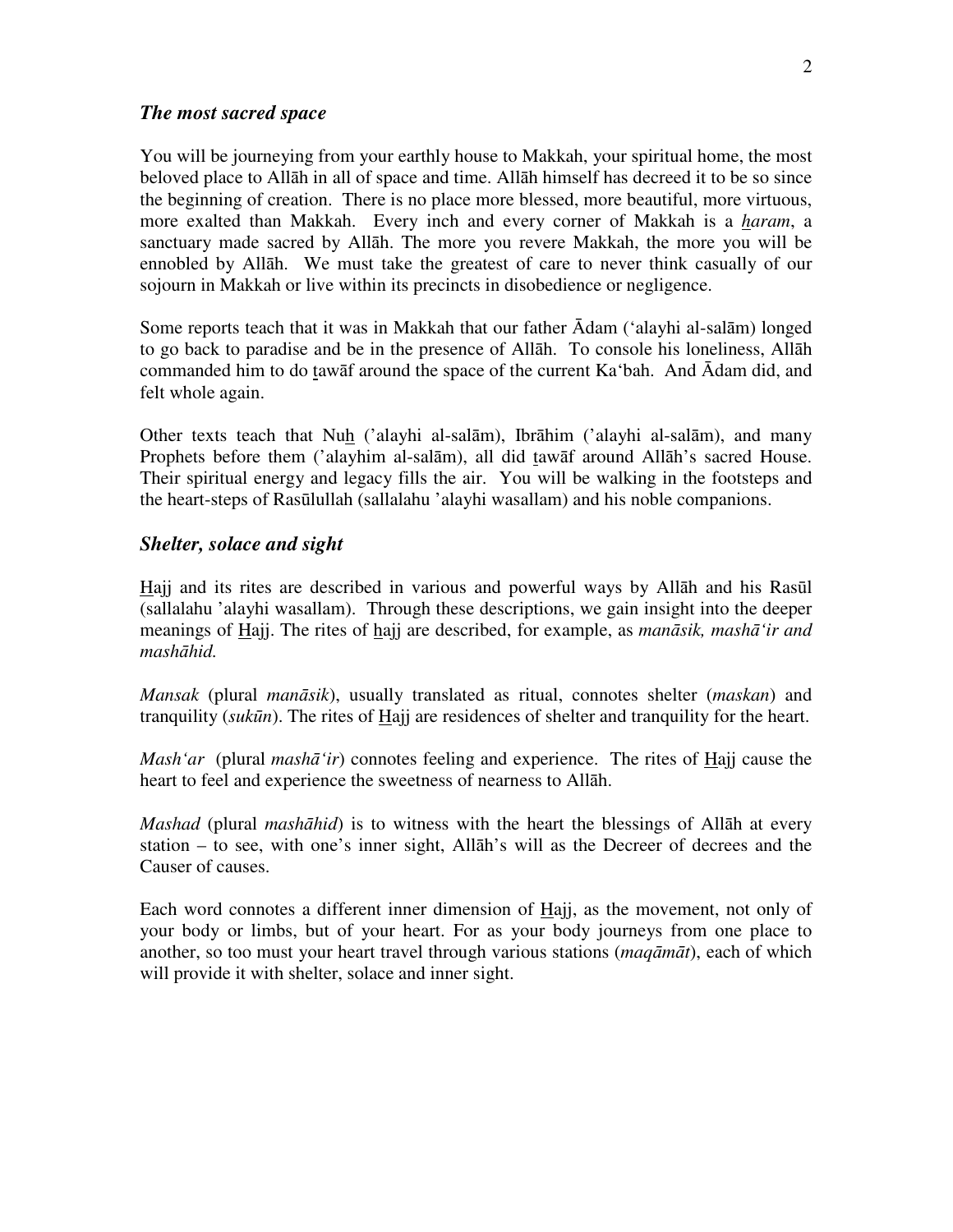### *The most sacred space*

You will be journeying from your earthly house to Makkah, your spiritual home, the most beloved place to Allāh in all of space and time. Allāh himself has decreed it to be so since the beginning of creation. There is no place more blessed, more beautiful, more virtuous, more exalted than Makkah. Every inch and every corner of Makkah is a *haram*, a sanctuary made sacred by Allāh. The more you revere Makkah, the more you will be ennobled by Allāh. We must take the greatest of care to never think casually of our sojourn in Makkah or live within its precincts in disobedience or negligence.

Some reports teach that it was in Makkah that our father Ādam (‘alayhi al-salām) longed to go back to paradise and be in the presence of Allāh. To console his loneliness, Allāh commanded him to do tawāf around the space of the current Ka‘bah. And Ādam did, and felt whole again.

Other texts teach that Nuh (’alayhi al-salām), Ibrāhim (’alayhi al-salām), and many Prophets before them (’alayhim al-salām), all did tawāf around Allāh’s sacred House. Their spiritual energy and legacy fills the air. You will be walking in the footsteps and the heart-steps of Rasūlullah (sallalahu ’alayhi wasallam) and his noble companions.

### *Shelter, solace and sight*

Hajj and its rites are described in various and powerful ways by Allāh and his Rasūl (sallalahu ’alayhi wasallam). Through these descriptions, we gain insight into the deeper meanings of Hajj. The rites of hajj are described, for example, as *manāsik, mashā‘ir and mashāhid.*

*Mansak* (plural *manāsik*), usually translated as ritual, connotes shelter (*maskan*) and tranquility (*sukūn*). The rites of Hajj are residences of shelter and tranquility for the heart.

*Mash‘ar* (plural *mashā‘ir*) connotes feeling and experience. The rites of Hajj cause the heart to feel and experience the sweetness of nearness to Allāh.

*Mashad* (plural *mashāhid*) is to witness with the heart the blessings of Allāh at every station – to see, with one’s inner sight, Allāh’s will as the Decreer of decrees and the Causer of causes.

Each word connotes a different inner dimension of Hajj, as the movement, not only of your body or limbs, but of your heart. For as your body journeys from one place to another, so too must your heart travel through various stations (*maqāmāt*), each of which will provide it with shelter, solace and inner sight.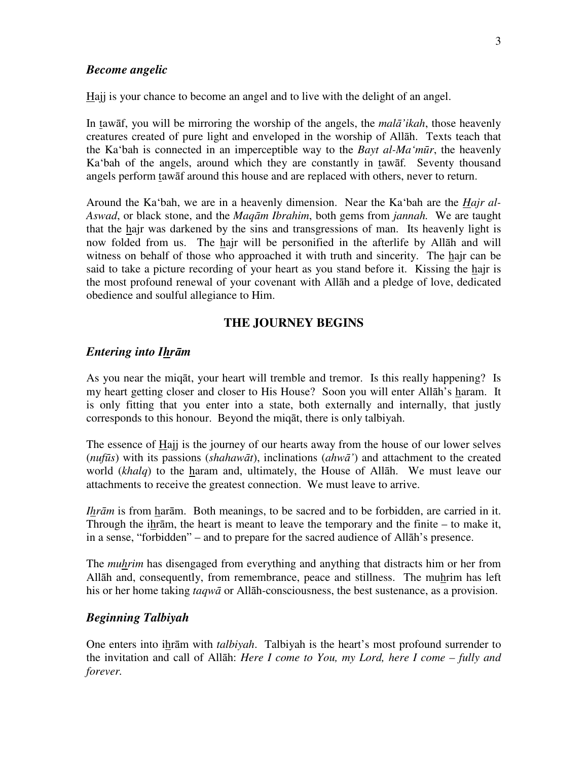### *Become angelic*

Hajj is your chance to become an angel and to live with the delight of an angel.

In tawāf, you will be mirroring the worship of the angels, the *malā'ikah*, those heavenly creatures created of pure light and enveloped in the worship of Allāh. Texts teach that the Ka'bah is connected in an imperceptible way to the *Bayt al-Ma'mūr*, the heavenly Ka'bah of the angels, around which they are constantly in tawāf. Seventy thousand angels perform tawāf around this house and are replaced with others, never to return.

Around the Ka'bah, we are in a heavenly dimension. Near the Ka'bah are the *Hajr al-Aswad*, or black stone, and the *Maqām Ibrahim*, both gems from *jannah.* We are taught that the hajr was darkened by the sins and transgressions of man. Its heavenly light is now folded from us. The hajr will be personified in the afterlife by Allāh and will witness on behalf of those who approached it with truth and sincerity. The hajr can be said to take a picture recording of your heart as you stand before it. Kissing the hajr is the most profound renewal of your covenant with Allāh and a pledge of love, dedicated obedience and soulful allegiance to Him.

## THE JOURNEY BEGINS

### *Entering into Ihrām*

As you near the miqāt, your heart will tremble and tremor. Is this really happening? Is my heart getting closer and closer to His House? Soon you will enter Allāh's haram. It is only fitting that you enter into a state, both externally and internally, that justly corresponds to this honour. Beyond the miqāt, there is only talbiyah.

The essence of Hajj is the journey of our hearts away from the house of our lower selves (*nufūs*) with its passions (*shahawāt*), inclinations (*ahwā'*) and attachment to the created world (*khalq*) to the haram and, ultimately, the House of Allāh. We must leave our attachments to receive the greatest connection. We must leave to arrive.

*Ihrām* is from harām. Both meanings, to be sacred and to be forbidden, are carried in it. Through the ihrām, the heart is meant to leave the temporary and the finite – to make it, in a sense, "forbidden" – and to prepare for the sacred audience of Allāh's presence.

The *muhrim* has disengaged from everything and anything that distracts him or her from Allāh and, consequently, from remembrance, peace and stillness. The muhrim has left his or her home taking *taqwā* or Allāh-consciousness, the best sustenance, as a provision.

### *Beginning Talbiyah*

One enters into ihrām with *talbiyah*. Talbiyah is the heart's most profound surrender to the invitation and call of Allāh: *Here I come to You, my Lord, here I come – fully and forever.*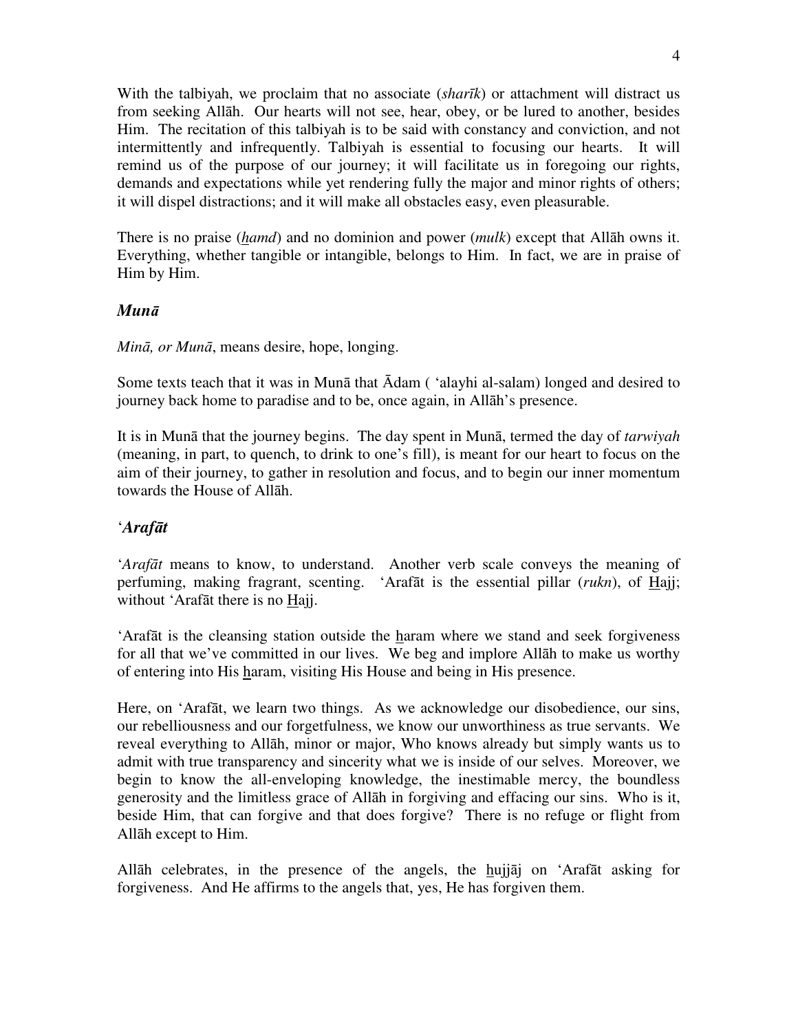With the talbiyah, we proclaim that no associate (*sharīk*) or attachment will distract us from seeking Allāh. Our hearts will not see, hear, obey, or be lured to another, besides Him. The recitation of this talbiyah is to be said with constancy and conviction, and not intermittently and infrequently. Talbiyah is essential to focusing our hearts. It will remind us of the purpose of our journey; it will facilitate us in foregoing our rights, demands and expectations while yet rendering fully the major and minor rights of others; it will dispel distractions; and it will make all obstacles easy, even pleasurable.

There is no praise (*hamd*) and no dominion and power (*mulk*) except that Allāh owns it. Everything, whether tangible or intangible, belongs to Him. In fact, we are in praise of Him by Him.

### *Munā*

*Minā, or Munā*, means desire, hope, longing.

Some texts teach that it was in Munā that Ādam ( 'alayhi al-salam) longed and desired to journey back home to paradise and to be, once again, in Allāh's presence.

It is in Munā that the journey begins. The day spent in Munā, termed the day of *tarwiyah* (meaning, in part, to quench, to drink to one's fill), is meant for our heart to focus on the aim of their journey, to gather in resolution and focus, and to begin our inner momentum towards the House of Allāh.

### '*Arafāt*

'*Arafāt* means to know, to understand. Another verb scale conveys the meaning of perfuming, making fragrant, scenting. 'Arafāt is the essential pillar (*rukn*), of Hajj; without 'Arafāt there is no Hajj.

'Arafāt is the cleansing station outside the haram where we stand and seek forgiveness for all that we've committed in our lives. We beg and implore Allāh to make us worthy of entering into His haram, visiting His House and being in His presence.

Here, on 'Arafāt, we learn two things. As we acknowledge our disobedience, our sins, our rebelliousness and our forgetfulness, we know our unworthiness as true servants. We reveal everything to Allāh, minor or major, Who knows already but simply wants us to admit with true transparency and sincerity what we is inside of our selves. Moreover, we begin to know the all-enveloping knowledge, the inestimable mercy, the boundless generosity and the limitless grace of Allāh in forgiving and effacing our sins. Who is it, beside Him, that can forgive and that does forgive? There is no refuge or flight from Allāh except to Him.

Allāh celebrates, in the presence of the angels, the hujjāj on 'Arafāt asking for forgiveness. And He affirms to the angels that, yes, He has forgiven them.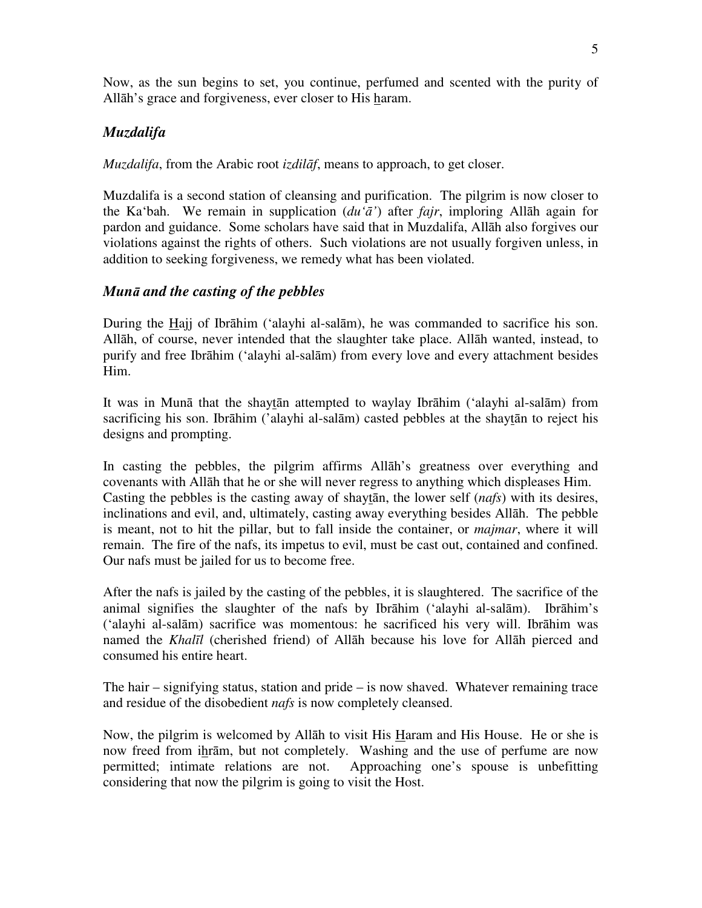Now, as the sun begins to set, you continue, perfumed and scented with the purity of Allāh's grace and forgiveness, ever closer to His haram.

### *Muzdalifa*

*Muzdalifa*, from the Arabic root *izdilāf*, means to approach, to get closer.

Muzdalifa is a second station of cleansing and purification. The pilgrim is now closer to the Ka'bah. We remain in supplication (*du'ā'*) after *fajr*, imploring Allāh again for pardon and guidance. Some scholars have said that in Muzdalifa, Allāh also forgives our violations against the rights of others. Such violations are not usually forgiven unless, in addition to seeking forgiveness, we remedy what has been violated.

### *Munā and the casting of the pebbles*

During the Hajj of Ibrāhim ('alayhi al-salām), he was commanded to sacrifice his son. Allāh, of course, never intended that the slaughter take place. Allāh wanted, instead, to purify and free Ibrāhim ('alayhi al-salām) from every love and every attachment besides Him.

It was in Munā that the shaytān attempted to waylay Ibrāhim ('alayhi al-salām) from sacrificing his son. Ibrāhim ('alayhi al-salām) casted pebbles at the shaytān to reject his designs and prompting.

In casting the pebbles, the pilgrim affirms Allāh's greatness over everything and covenants with Allāh that he or she will never regress to anything which displeases Him. Casting the pebbles is the casting away of shaytān, the lower self (*nafs*) with its desires, inclinations and evil, and, ultimately, casting away everything besides Allāh. The pebble is meant, not to hit the pillar, but to fall inside the container, or *majmar*, where it will remain. The fire of the nafs, its impetus to evil, must be cast out, contained and confined. Our nafs must be jailed for us to become free.

After the nafs is jailed by the casting of the pebbles, it is slaughtered. The sacrifice of the animal signifies the slaughter of the nafs by Ibrāhim ('alayhi al-salām). Ibrāhim's ('alayhi al-salām) sacrifice was momentous: he sacrificed his very will. Ibrāhim was named the *Khalīl* (cherished friend) of Allāh because his love for Allāh pierced and consumed his entire heart.

The hair – signifying status, station and pride – is now shaved. Whatever remaining trace and residue of the disobedient *nafs* is now completely cleansed.

Now, the pilgrim is welcomed by Allāh to visit His Haram and His House. He or she is now freed from ihrām, but not completely. Washing and the use of perfume are now permitted; intimate relations are not. Approaching one's spouse is unbefitting considering that now the pilgrim is going to visit the Host.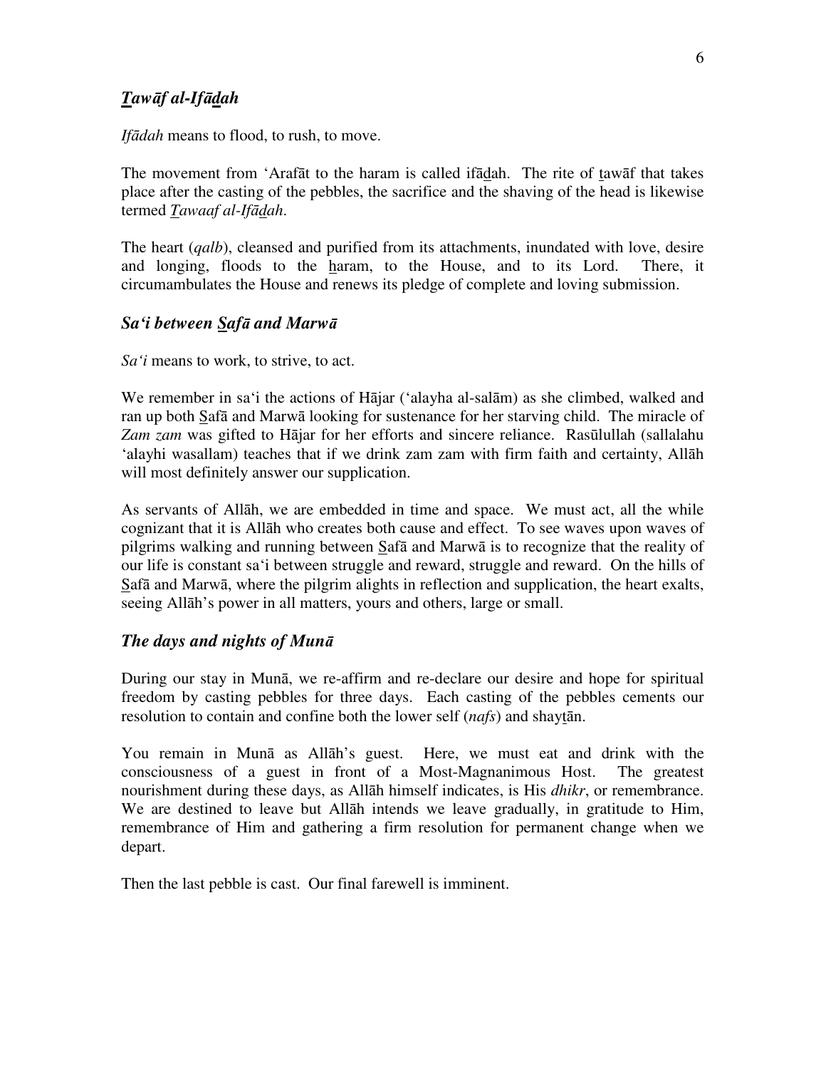## *Tawāf al-Ifādah*

*Ifādah* means to flood, to rush, to move.

The movement from 'Arafāt to the haram is called ifādah. The rite of tawāf that takes place after the casting of the pebbles, the sacrifice and the shaving of the head is likewise termed *Tawaaf al-Ifādah*.

The heart (*qalb*), cleansed and purified from its attachments, inundated with love, desire and longing, floods to the haram, to the House, and to its Lord. There, it circumambulates the House and renews its pledge of complete and loving submission.

## *Sa'i between Safā and Marwā*

*Sa'i* means to work, to strive, to act.

We remember in sa'i the actions of Hājar ('alayha al-salām) as she climbed, walked and ran up both Safā and Marwā looking for sustenance for her starving child. The miracle of *Zam zam* was gifted to Hājar for her efforts and sincere reliance. Rasūlullah (sallalahu 'alayhi wasallam) teaches that if we drink zam zam with firm faith and certainty, Allāh will most definitely answer our supplication.

As servants of Allāh, we are embedded in time and space. We must act, all the while cognizant that it is Allāh who creates both cause and effect. To see waves upon waves of pilgrims walking and running between Safā and Marwā is to recognize that the reality of our life is constant sa'i between struggle and reward, struggle and reward. On the hills of Safā and Marwā, where the pilgrim alights in reflection and supplication, the heart exalts, seeing Allāh's power in all matters, yours and others, large or small.

## *The days and nights of Munā*

During our stay in Munā, we re-affirm and re-declare our desire and hope for spiritual freedom by casting pebbles for three days. Each casting of the pebbles cements our resolution to contain and confine both the lower self (*nafs*) and shaytān.

You remain in Munā as Allāh's guest. Here, we must eat and drink with the consciousness of a guest in front of a Most-Magnanimous Host. The greatest nourishment during these days, as Allāh himself indicates, is His *dhikr*, or remembrance. We are destined to leave but Allāh intends we leave gradually, in gratitude to Him, remembrance of Him and gathering a firm resolution for permanent change when we depart.

Then the last pebble is cast. Our final farewell is imminent.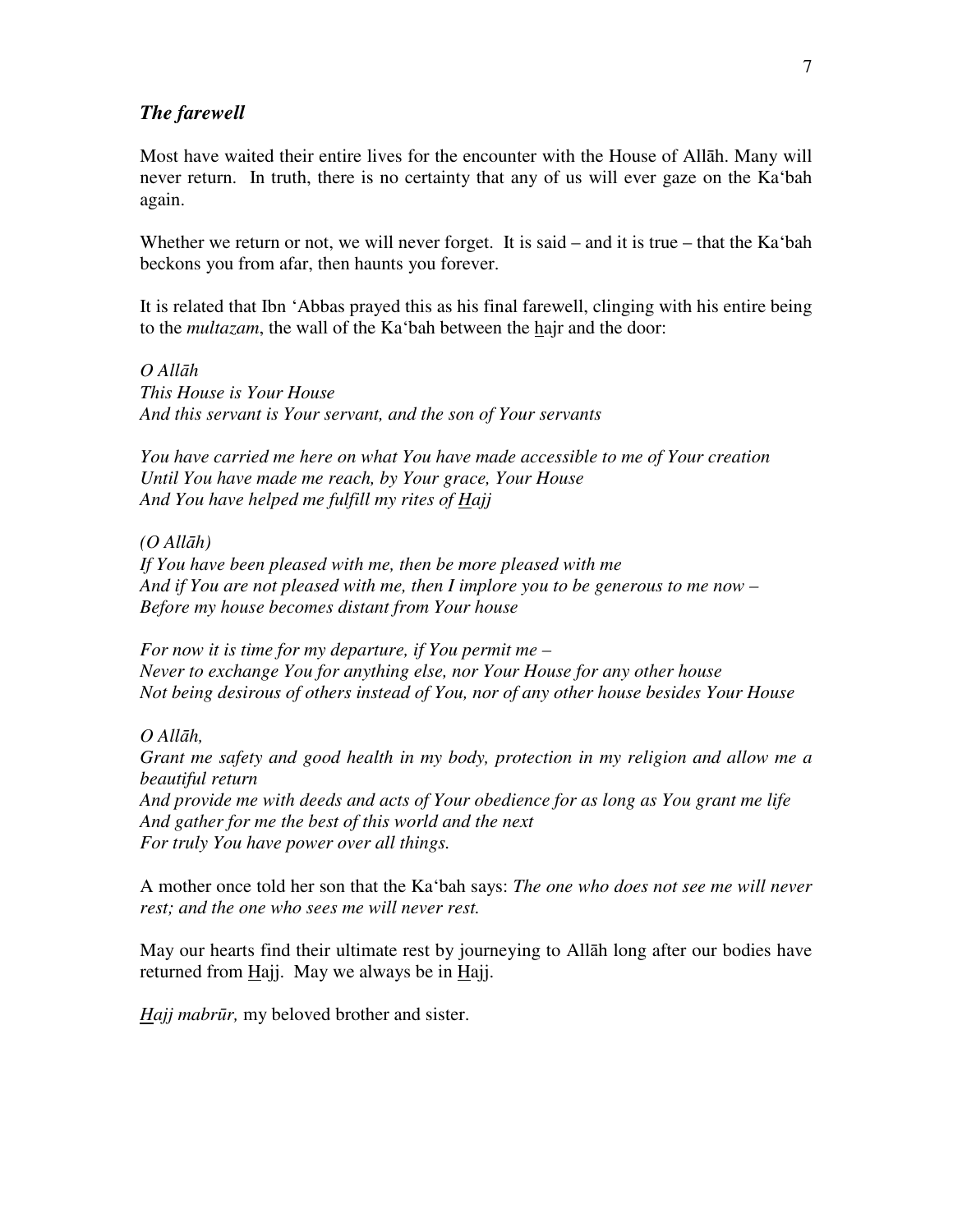### *The farewell*

Most have waited their entire lives for the encounter with the House of Allāh. Many will never return. In truth, there is no certainty that any of us will ever gaze on the Ka'bah again.

Whether we return or not, we will never forget. It is said – and it is true – that the Ka'bah beckons you from afar, then haunts you forever.

It is related that Ibn 'Abbas prayed this as his final farewell, clinging with his entire being to the *multazam*, the wall of the Ka'bah between the hajr and the door:

*O Allāh*
*This House is Your House*
*And this servant is Your servant, and the son of Your servants*

*You have carried me here on what You have made accessible to me of Your creation*
*Until You have made me reach, by Your grace, Your House*
*And You have helped me fulfill my rites of Hajj*

*(O Allāh)*
*If You have been pleased with me, then be more pleased with me*
*And if You are not pleased with me, then I implore you to be generous to me now –*
*Before my house becomes distant from Your house*

*For now it is time for my departure, if You permit me –*
*Never to exchange You for anything else, nor Your House for any other house*
*Not being desirous of others instead of You, nor of any other house besides Your House*

*O Allāh,*
*Grant me safety and good health in my body, protection in my religion and allow me a beautiful return*
*And provide me with deeds and acts of Your obedience for as long as You grant me life*
*And gather for me the best of this world and the next*
*For truly You have power over all things.*

A mother once told her son that the Ka'bah says: *The one who does not see me will never rest; and the one who sees me will never rest.*

May our hearts find their ultimate rest by journeying to Allāh long after our bodies have returned from Hajj. May we always be in Hajj.

*Hajj mabrūr,* my beloved brother and sister.